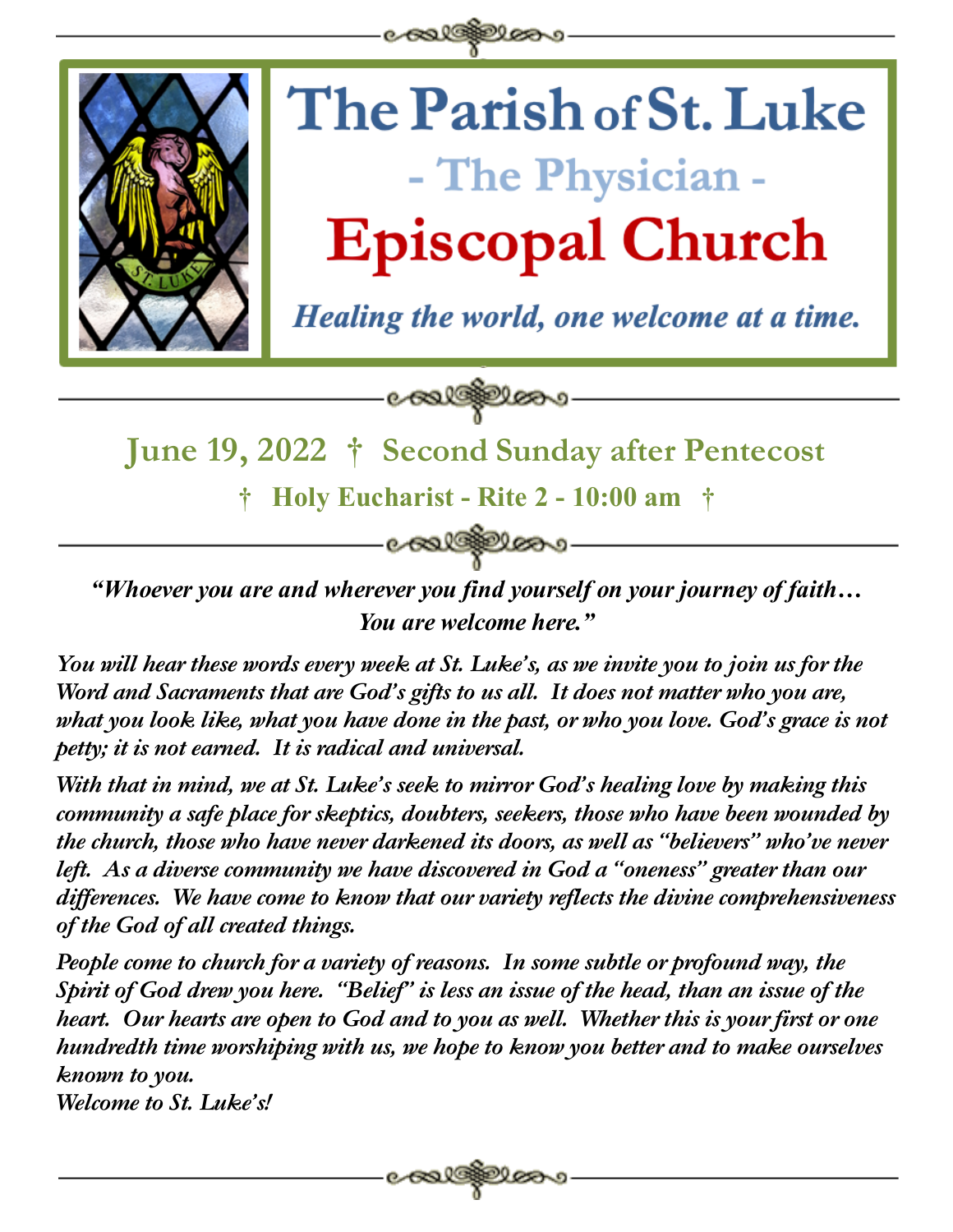# The Parish of St. Luke

## - The Physician -

# Episcopal Church

***Healing the world, one welcome at a time.***

## June 19, 2022 † Second Sunday after Pentecost

### † Holy Eucharist - Rite 2 - 10:00 am †

***"Whoever you are and wherever you find yourself on your journey of faith… You are welcome here."***

***You will hear these words every week at St. Luke's, as we invite you to join us for the Word and Sacraments that are God's gifts to us all. It does not matter who you are, what you look like, what you have done in the past, or who you love. God's grace is not petty; it is not earned. It is radical and universal.***

***With that in mind, we at St. Luke's seek to mirror God's healing love by making this community a safe place for skeptics, doubters, seekers, those who have been wounded by the church, those who have never darkened its doors, as well as "believers" who've never left. As a diverse community we have discovered in God a "oneness" greater than our differences. We have come to know that our variety reflects the divine comprehensiveness of the God of all created things.***

***People come to church for a variety of reasons. In some subtle or profound way, the Spirit of God drew you here. "Belief" is less an issue of the head, than an issue of the heart. Our hearts are open to God and to you as well. Whether this is your first or one hundredth time worshiping with us, we hope to know you better and to make ourselves known to you.***
***Welcome to St. Luke's!***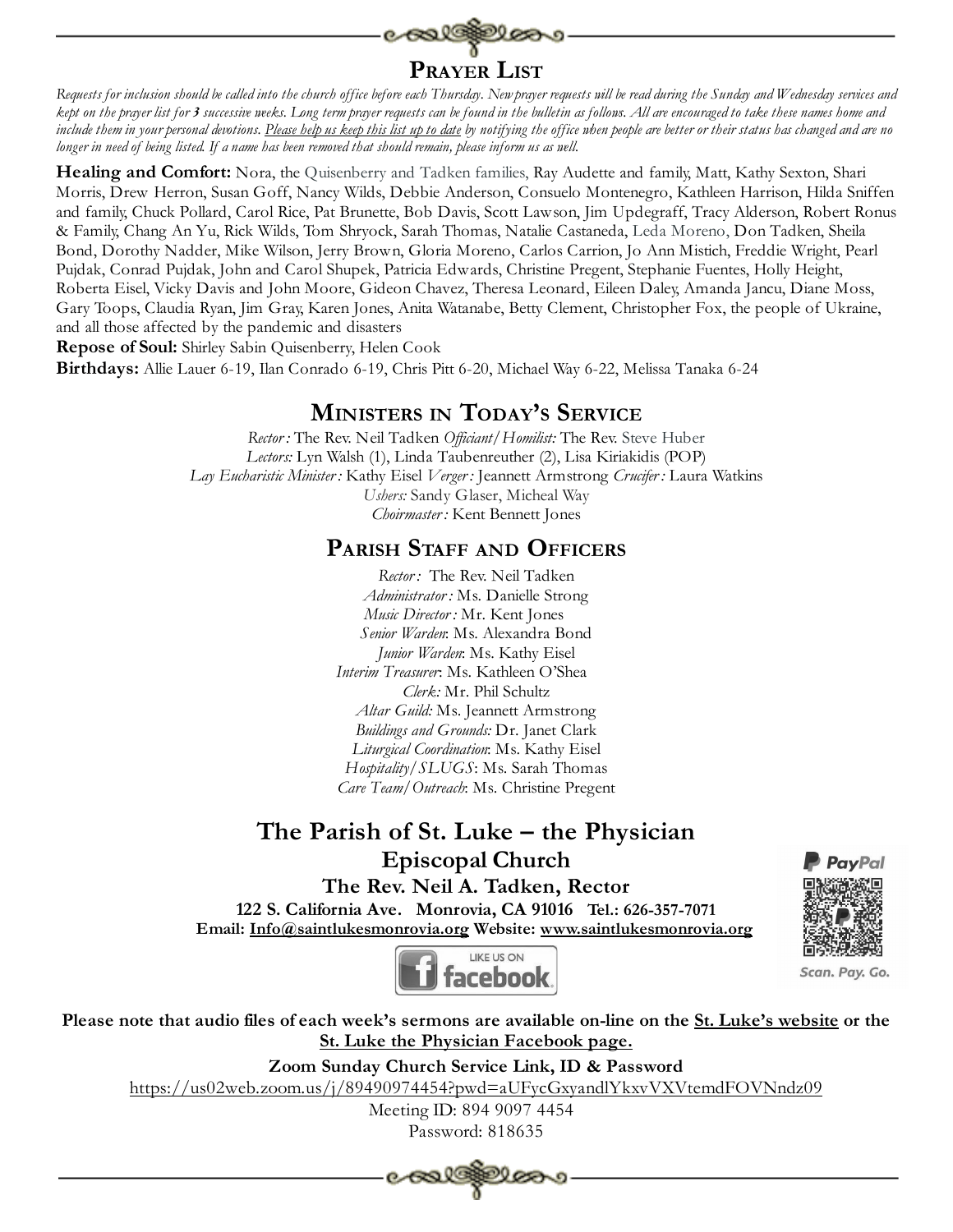## Prayer List

*Requests for inclusion should be called into the church office before each Thursday. New prayer requests will be read during the Sunday and Wednesday services and kept on the prayer list for **3** successive weeks. Long term prayer requests can be found in the bulletin as follows. All are encouraged to take these names home and include them in your personal devotions. Please help us keep this list up to date by notifying the office when people are better or their status has changed and are no longer in need of being listed. If a name has been removed that should remain, please inform us as well.*

**Healing and Comfort:** Nora, the Quisenberry and Tadken families, Ray Audette and family, Matt, Kathy Sexton, Shari Morris, Drew Herron, Susan Goff, Nancy Wilds, Debbie Anderson, Consuelo Montenegro, Kathleen Harrison, Hilda Sniffen and family, Chuck Pollard, Carol Rice, Pat Brunette, Bob Davis, Scott Lawson, Jim Updegraff, Tracy Alderson, Robert Ronus & Family, Chang An Yu, Rick Wilds, Tom Shryock, Sarah Thomas, Natalie Castaneda, Leda Moreno, Don Tadken, Sheila Bond, Dorothy Nadder, Mike Wilson, Jerry Brown, Gloria Moreno, Carlos Carrion, Jo Ann Mistich, Freddie Wright, Pearl Pujdak, Conrad Pujdak, John and Carol Shupek, Patricia Edwards, Christine Pregent, Stephanie Fuentes, Holly Height, Roberta Eisel, Vicky Davis and John Moore, Gideon Chavez, Theresa Leonard, Eileen Daley, Amanda Jancu, Diane Moss, Gary Toops, Claudia Ryan, Jim Gray, Karen Jones, Anita Watanabe, Betty Clement, Christopher Fox, the people of Ukraine, and all those affected by the pandemic and disasters

**Repose of Soul:** Shirley Sabin Quisenberry, Helen Cook

**Birthdays:** Allie Lauer 6-19, Ilan Conrado 6-19, Chris Pitt 6-20, Michael Way 6-22, Melissa Tanaka 6-24

## Ministers in Today's Service

*Rector:* The Rev. Neil Tadken *Officiant/Homilist:* The Rev. Steve Huber
*Lectors:* Lyn Walsh (1), Linda Taubenreuther (2), Lisa Kiriakidis (POP)
*Lay Eucharistic Minister:* Kathy Eisel *Verger:* Jeannett Armstrong *Crucifer:* Laura Watkins
*Ushers:* Sandy Glaser, Micheal Way
*Choirmaster:* Kent Bennett Jones

## Parish Staff and Officers

*Rector:* The Rev. Neil Tadken
*Administrator:* Ms. Danielle Strong
*Music Director:* Mr. Kent Jones
*Senior Warden*: Ms. Alexandra Bond
*Junior Warden*: Ms. Kathy Eisel
*Interim Treasurer*: Ms. Kathleen O'Shea
*Clerk:* Mr. Phil Schultz
*Altar Guild:* Ms. Jeannett Armstrong
*Buildings and Grounds:* Dr. Janet Clark
*Liturgical Coordination*: Ms. Kathy Eisel
*Hospitality/SLUGS*: Ms. Sarah Thomas
*Care Team/Outreach*: Ms. Christine Pregent

## The Parish of St. Luke – the Physician

### Episcopal Church

**The Rev. Neil A. Tadken, Rector**

**122 S. California Ave. Monrovia, CA 91016 Tel.: 626-357-7071**
**Email: Info@saintlukesmonrovia.org Website: www.saintlukesmonrovia.org**

LIKE US ON facebook

PayPal — Scan. Pay. Go.

**Please note that audio files of each week's sermons are available on-line on the St. Luke's website or the St. Luke the Physician Facebook page.**

**Zoom Sunday Church Service Link, ID & Password**
https://us02web.zoom.us/j/89490974454?pwd=aUFycGxyandlYkxvVXVtemdFOVNndz09
Meeting ID: 894 9097 4454
Password: 818635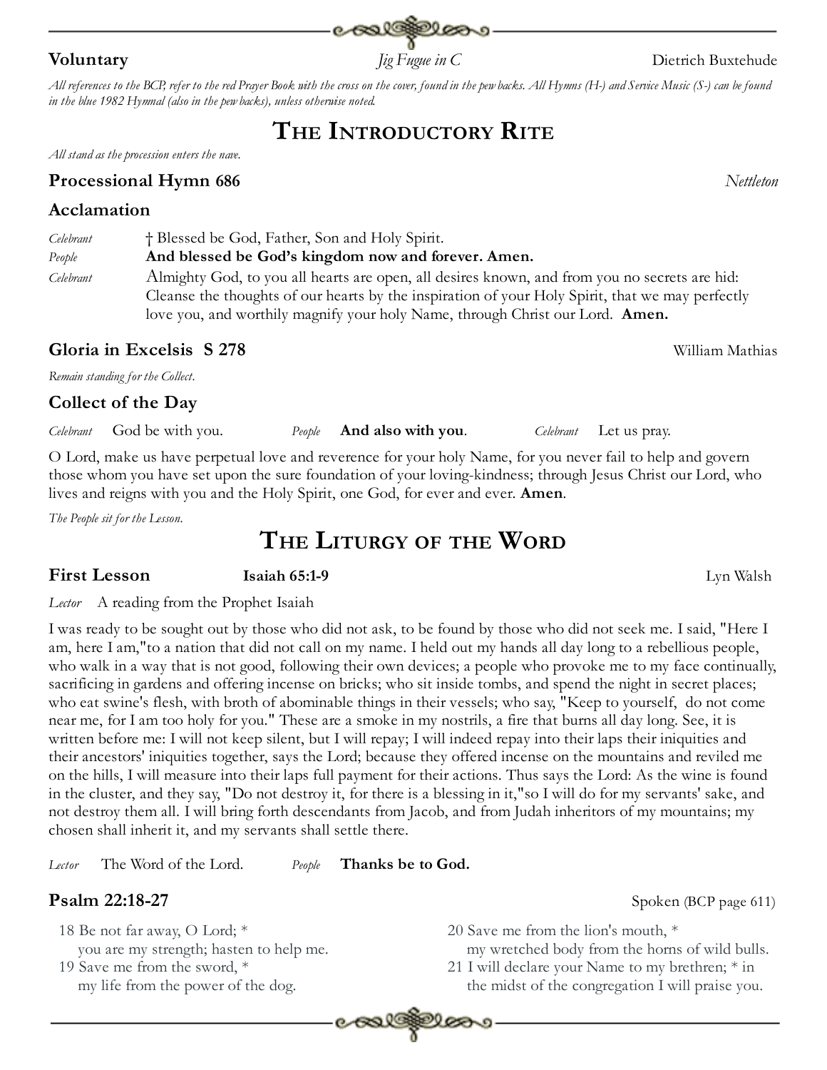**Voluntary** *Jig Fugue in C* Dietrich Buxtehude

*All references to the BCP, refer to the red Prayer Book with the cross on the cover, found in the pew backs. All Hymns (H-) and Service Music (S-) can be found in the blue 1982 Hymnal (also in the pew backs), unless otherwise noted.*

# The Introductory Rite

*All stand as the procession enters the nave.*

### Processional Hymn 686 *Nettleton*

### Acclamation

*Celebrant* † Blessed be God, Father, Son and Holy Spirit.
*People* **And blessed be God's kingdom now and forever. Amen.**
*Celebrant* Almighty God, to you all hearts are open, all desires known, and from you no secrets are hid: Cleanse the thoughts of our hearts by the inspiration of your Holy Spirit, that we may perfectly love you, and worthily magnify your holy Name, through Christ our Lord. **Amen.**

### Gloria in Excelsis S 278 William Mathias

*Remain standing for the Collect.*

### Collect of the Day

*Celebrant* God be with you. *People* **And also with you**. *Celebrant* Let us pray.

O Lord, make us have perpetual love and reverence for your holy Name, for you never fail to help and govern those whom you have set upon the sure foundation of your loving-kindness; through Jesus Christ our Lord, who lives and reigns with you and the Holy Spirit, one God, for ever and ever. **Amen**.

*The People sit for the Lesson.*

# The Liturgy of the Word

### First Lesson **Isaiah 65:1-9** Lyn Walsh

*Lector* A reading from the Prophet Isaiah

I was ready to be sought out by those who did not ask, to be found by those who did not seek me. I said, "Here I am, here I am,"to a nation that did not call on my name. I held out my hands all day long to a rebellious people, who walk in a way that is not good, following their own devices; a people who provoke me to my face continually, sacrificing in gardens and offering incense on bricks; who sit inside tombs, and spend the night in secret places; who eat swine's flesh, with broth of abominable things in their vessels; who say, "Keep to yourself, do not come near me, for I am too holy for you." These are a smoke in my nostrils, a fire that burns all day long. See, it is written before me: I will not keep silent, but I will repay; I will indeed repay into their laps their iniquities and their ancestors' iniquities together, says the Lord; because they offered incense on the mountains and reviled me on the hills, I will measure into their laps full payment for their actions. Thus says the Lord: As the wine is found in the cluster, and they say, "Do not destroy it, for there is a blessing in it,"so I will do for my servants' sake, and not destroy them all. I will bring forth descendants from Jacob, and from Judah inheritors of my mountains; my chosen shall inherit it, and my servants shall settle there.

*Lector* The Word of the Lord. *People* **Thanks be to God.**

### Psalm 22:18-27 Spoken (BCP page 611)

18 Be not far away, O Lord; *
you are my strength; hasten to help me.
19 Save me from the sword, *
my life from the power of the dog.
20 Save me from the lion's mouth, *
my wretched body from the horns of wild bulls.
21 I will declare your Name to my brethren; * in
the midst of the congregation I will praise you.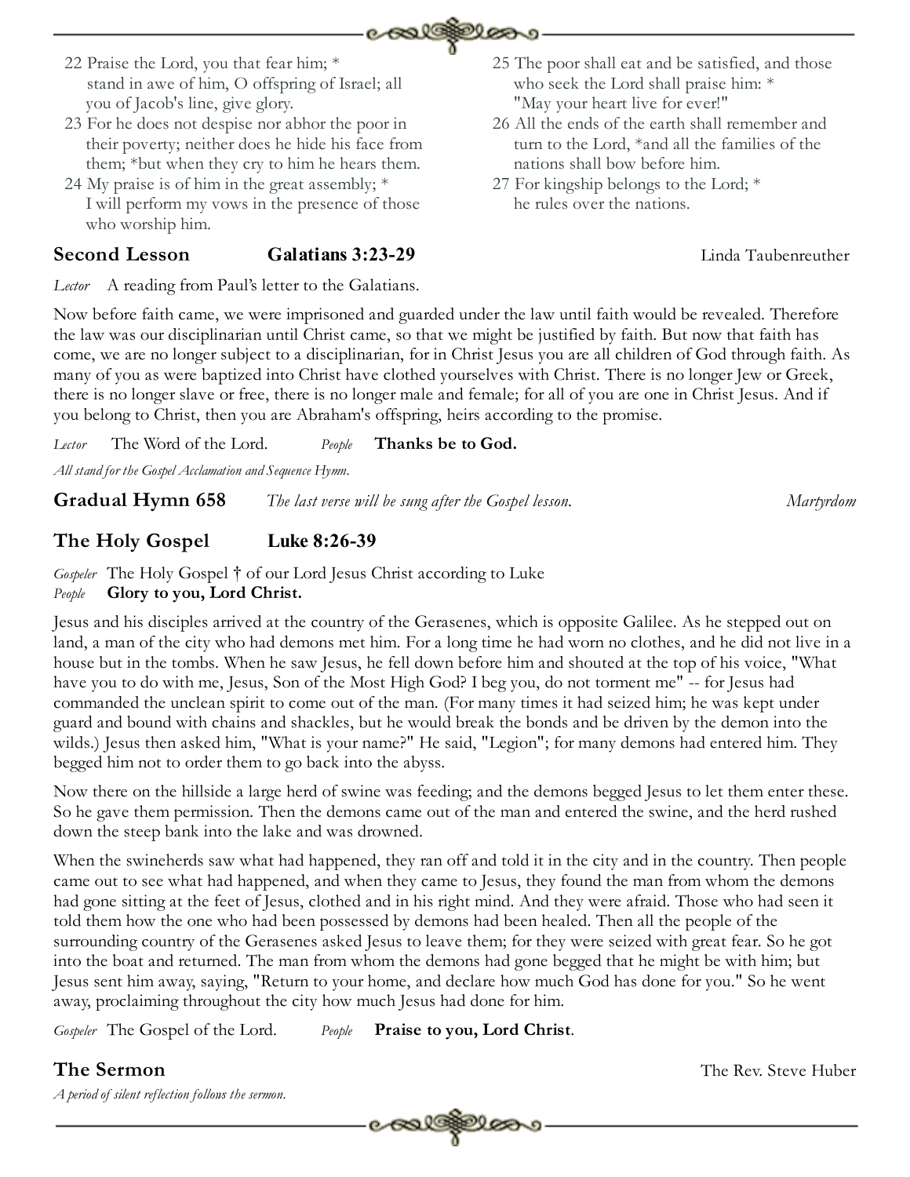22 Praise the Lord, you that fear him; *
stand in awe of him, O offspring of Israel; all you of Jacob's line, give glory.

23 For he does not despise nor abhor the poor in their poverty; neither does he hide his face from them; *but when they cry to him he hears them.

24 My praise is of him in the great assembly; *
I will perform my vows in the presence of those who worship him.

25 The poor shall eat and be satisfied, and those who seek the Lord shall praise him: *
"May your heart live for ever!"

26 All the ends of the earth shall remember and turn to the Lord, *and all the families of the nations shall bow before him.

27 For kingship belongs to the Lord; *
he rules over the nations.

## Second Lesson **Galatians 3:23-29** Linda Taubenreuther

*Lector* A reading from Paul's letter to the Galatians.

Now before faith came, we were imprisoned and guarded under the law until faith would be revealed. Therefore the law was our disciplinarian until Christ came, so that we might be justified by faith. But now that faith has come, we are no longer subject to a disciplinarian, for in Christ Jesus you are all children of God through faith. As many of you as were baptized into Christ have clothed yourselves with Christ. There is no longer Jew or Greek, there is no longer slave or free, there is no longer male and female; for all of you are one in Christ Jesus. And if you belong to Christ, then you are Abraham's offspring, heirs according to the promise.

*Lector* The Word of the Lord. *People* **Thanks be to God.**

*All stand for the Gospel Acclamation and Sequence Hymn.*

## Gradual Hymn 658 *The last verse will be sung after the Gospel lesson.* *Martyrdom*

## The Holy Gospel **Luke 8:26-39**

*Gospeler* The Holy Gospel † of our Lord Jesus Christ according to Luke
*People* **Glory to you, Lord Christ.**

Jesus and his disciples arrived at the country of the Gerasenes, which is opposite Galilee. As he stepped out on land, a man of the city who had demons met him. For a long time he had worn no clothes, and he did not live in a house but in the tombs. When he saw Jesus, he fell down before him and shouted at the top of his voice, "What have you to do with me, Jesus, Son of the Most High God? I beg you, do not torment me" -- for Jesus had commanded the unclean spirit to come out of the man. (For many times it had seized him; he was kept under guard and bound with chains and shackles, but he would break the bonds and be driven by the demon into the wilds.) Jesus then asked him, "What is your name?" He said, "Legion"; for many demons had entered him. They begged him not to order them to go back into the abyss.

Now there on the hillside a large herd of swine was feeding; and the demons begged Jesus to let them enter these. So he gave them permission. Then the demons came out of the man and entered the swine, and the herd rushed down the steep bank into the lake and was drowned.

When the swineherds saw what had happened, they ran off and told it in the city and in the country. Then people came out to see what had happened, and when they came to Jesus, they found the man from whom the demons had gone sitting at the feet of Jesus, clothed and in his right mind. And they were afraid. Those who had seen it told them how the one who had been possessed by demons had been healed. Then all the people of the surrounding country of the Gerasenes asked Jesus to leave them; for they were seized with great fear. So he got into the boat and returned. The man from whom the demons had gone begged that he might be with him; but Jesus sent him away, saying, "Return to your home, and declare how much God has done for you." So he went away, proclaiming throughout the city how much Jesus had done for him.

*Gospeler* The Gospel of the Lord. *People* **Praise to you, Lord Christ**.

## The Sermon The Rev. Steve Huber

*A period of silent reflection follows the sermon.*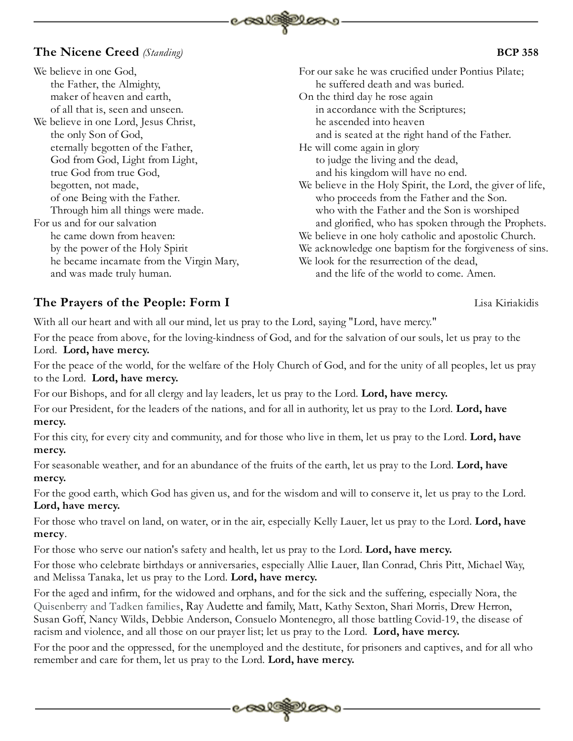## The Nicene Creed *(Standing)* **BCP 358**

We believe in one God,
the Father, the Almighty,
maker of heaven and earth,
of all that is, seen and unseen.
We believe in one Lord, Jesus Christ,
the only Son of God,
eternally begotten of the Father,
God from God, Light from Light,
true God from true God,
begotten, not made,
of one Being with the Father.
Through him all things were made.
For us and for our salvation
he came down from heaven:
by the power of the Holy Spirit
he became incarnate from the Virgin Mary,
and was made truly human.
For our sake he was crucified under Pontius Pilate;
he suffered death and was buried.
On the third day he rose again
in accordance with the Scriptures;
he ascended into heaven
and is seated at the right hand of the Father.
He will come again in glory
to judge the living and the dead,
and his kingdom will have no end.
We believe in the Holy Spirit, the Lord, the giver of life,
who proceeds from the Father and the Son.
who with the Father and the Son is worshiped
and glorified, who has spoken through the Prophets.
We believe in one holy catholic and apostolic Church.
We acknowledge one baptism for the forgiveness of sins.
We look for the resurrection of the dead,
and the life of the world to come. Amen.

## The Prayers of the People: Form I Lisa Kiriakidis

With all our heart and with all our mind, let us pray to the Lord, saying "Lord, have mercy."

For the peace from above, for the loving-kindness of God, and for the salvation of our souls, let us pray to the Lord. **Lord, have mercy.**

For the peace of the world, for the welfare of the Holy Church of God, and for the unity of all peoples, let us pray to the Lord. **Lord, have mercy.**

For our Bishops, and for all clergy and lay leaders, let us pray to the Lord. **Lord, have mercy.**

For our President, for the leaders of the nations, and for all in authority, let us pray to the Lord. **Lord, have mercy.**

For this city, for every city and community, and for those who live in them, let us pray to the Lord. **Lord, have mercy.**

For seasonable weather, and for an abundance of the fruits of the earth, let us pray to the Lord. **Lord, have mercy.**

For the good earth, which God has given us, and for the wisdom and will to conserve it, let us pray to the Lord. **Lord, have mercy.**

For those who travel on land, on water, or in the air, especially Kelly Lauer, let us pray to the Lord. **Lord, have mercy**.

For those who serve our nation's safety and health, let us pray to the Lord. **Lord, have mercy.**

For those who celebrate birthdays or anniversaries, especially Allie Lauer, Ilan Conrad, Chris Pitt, Michael Way, and Melissa Tanaka, let us pray to the Lord. **Lord, have mercy.**

For the aged and infirm, for the widowed and orphans, and for the sick and the suffering, especially Nora, the Quisenberry and Tadken families, Ray Audette and family, Matt, Kathy Sexton, Shari Morris, Drew Herron, Susan Goff, Nancy Wilds, Debbie Anderson, Consuelo Montenegro, all those battling Covid-19, the disease of racism and violence, and all those on our prayer list; let us pray to the Lord. **Lord, have mercy.**

For the poor and the oppressed, for the unemployed and the destitute, for prisoners and captives, and for all who remember and care for them, let us pray to the Lord. **Lord, have mercy.**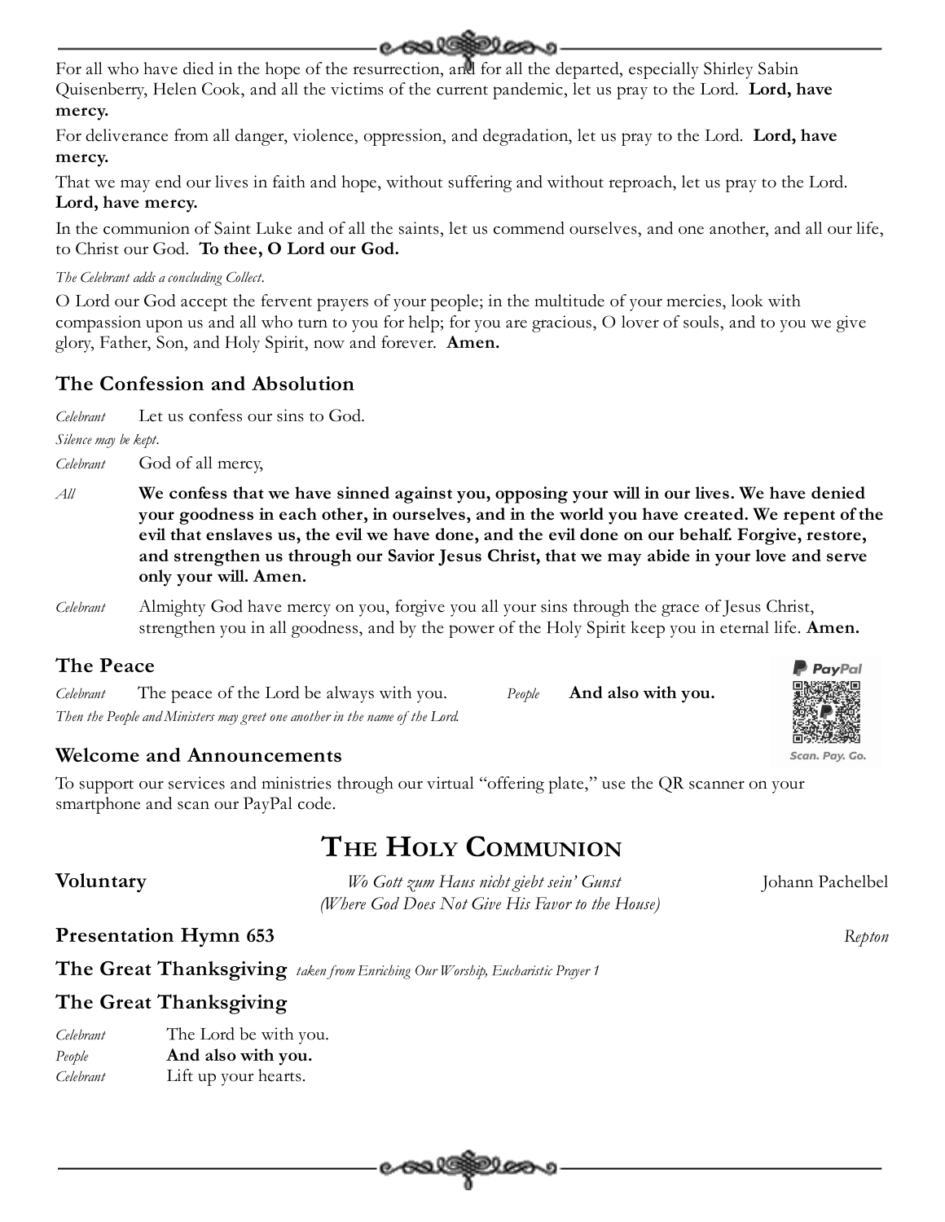For all who have died in the hope of the resurrection, and for all the departed, especially Shirley Sabin Quisenberry, Helen Cook, and all the victims of the current pandemic, let us pray to the Lord. **Lord, have mercy.**

For deliverance from all danger, violence, oppression, and degradation, let us pray to the Lord. **Lord, have mercy.**

That we may end our lives in faith and hope, without suffering and without reproach, let us pray to the Lord. **Lord, have mercy.**

In the communion of Saint Luke and of all the saints, let us commend ourselves, and one another, and all our life, to Christ our God. **To thee, O Lord our God.**

*The Celebrant adds a concluding Collect.*

O Lord our God accept the fervent prayers of your people; in the multitude of your mercies, look with compassion upon us and all who turn to you for help; for you are gracious, O lover of souls, and to you we give glory, Father, Son, and Holy Spirit, now and forever. **Amen.**

## The Confession and Absolution

*Celebrant* Let us confess our sins to God.

*Silence may be kept.*

*Celebrant* God of all mercy,

*All* **We confess that we have sinned against you, opposing your will in our lives. We have denied your goodness in each other, in ourselves, and in the world you have created. We repent of the evil that enslaves us, the evil we have done, and the evil done on our behalf. Forgive, restore, and strengthen us through our Savior Jesus Christ, that we may abide in your love and serve only your will. Amen.**

*Celebrant* Almighty God have mercy on you, forgive you all your sins through the grace of Jesus Christ, strengthen you in all goodness, and by the power of the Holy Spirit keep you in eternal life. **Amen.**

## The Peace

*Celebrant* The peace of the Lord be always with you. *People* **And also with you.**

*Then the People and Ministers may greet one another in the name of the Lord.*

## Welcome and Announcements

To support our services and ministries through our virtual "offering plate," use the QR scanner on your smartphone and scan our PayPal code.

PayPal — Scan. Pay. Go.

# The Holy Communion

**Voluntary** *Wo Gott zum Haus nicht giebt sein' Gunst (Where God Does Not Give His Favor to the House)* Johann Pachelbel

**Presentation Hymn 653** *Repton*

**The Great Thanksgiving** *taken from Enriching Our Worship, Eucharistic Prayer 1*

## The Great Thanksgiving

*Celebrant* The Lord be with you.

*People* **And also with you.**

*Celebrant* Lift up your hearts.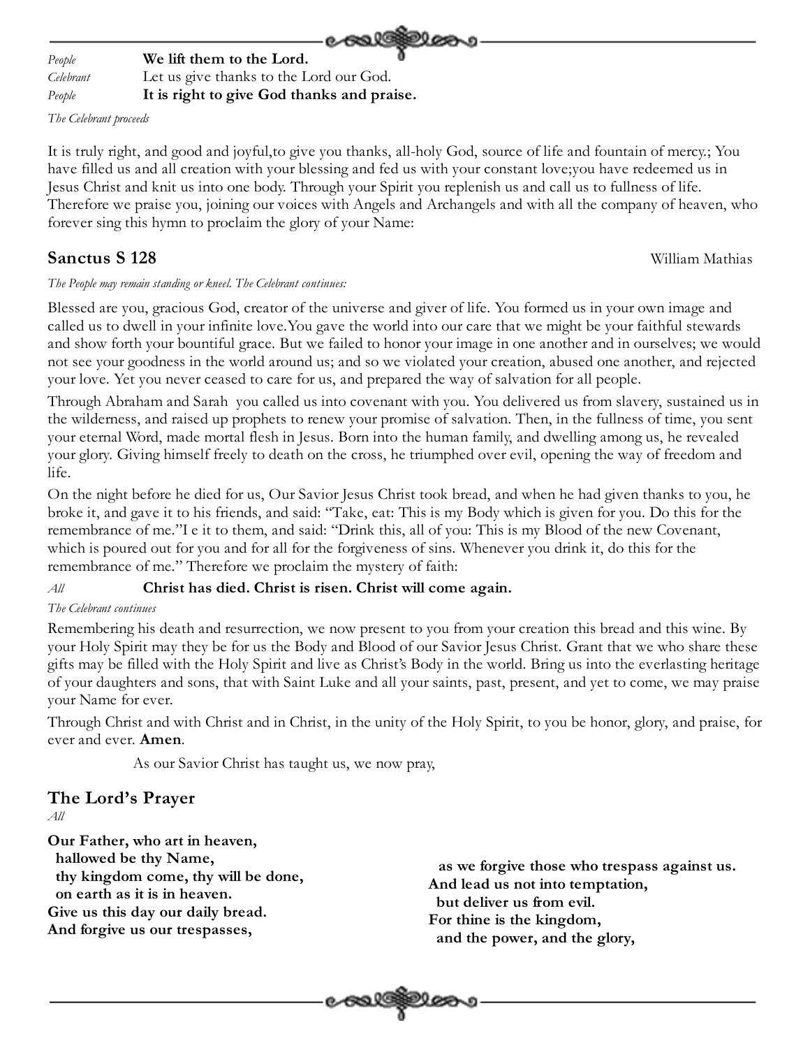*People* **We lift them to the Lord.**
*Celebrant* Let us give thanks to the Lord our God.
*People* **It is right to give God thanks and praise.**

*The Celebrant proceeds*

It is truly right, and good and joyful,to give you thanks, all-holy God, source of life and fountain of mercy.; You have filled us and all creation with your blessing and fed us with your constant love;you have redeemed us in Jesus Christ and knit us into one body. Through your Spirit you replenish us and call us to fullness of life. Therefore we praise you, joining our voices with Angels and Archangels and with all the company of heaven, who forever sing this hymn to proclaim the glory of your Name:

## Sanctus S 128

William Mathias

*The People may remain standing or kneel. The Celebrant continues:*

Blessed are you, gracious God, creator of the universe and giver of life. You formed us in your own image and called us to dwell in your infinite love.You gave the world into our care that we might be your faithful stewards and show forth your bountiful grace. But we failed to honor your image in one another and in ourselves; we would not see your goodness in the world around us; and so we violated your creation, abused one another, and rejected your love. Yet you never ceased to care for us, and prepared the way of salvation for all people.

Through Abraham and Sarah you called us into covenant with you. You delivered us from slavery, sustained us in the wilderness, and raised up prophets to renew your promise of salvation. Then, in the fullness of time, you sent your eternal Word, made mortal flesh in Jesus. Born into the human family, and dwelling among us, he revealed your glory. Giving himself freely to death on the cross, he triumphed over evil, opening the way of freedom and life.

On the night before he died for us, Our Savior Jesus Christ took bread, and when he had given thanks to you, he broke it, and gave it to his friends, and said: "Take, eat: This is my Body which is given for you. Do this for the remembrance of me."I e it to them, and said: "Drink this, all of you: This is my Blood of the new Covenant, which is poured out for you and for all for the forgiveness of sins. Whenever you drink it, do this for the remembrance of me." Therefore we proclaim the mystery of faith:

*All* **Christ has died. Christ is risen. Christ will come again.**

*The Celebrant continues*

Remembering his death and resurrection, we now present to you from your creation this bread and this wine. By your Holy Spirit may they be for us the Body and Blood of our Savior Jesus Christ. Grant that we who share these gifts may be filled with the Holy Spirit and live as Christ's Body in the world. Bring us into the everlasting heritage of your daughters and sons, that with Saint Luke and all your saints, past, present, and yet to come, we may praise your Name for ever.

Through Christ and with Christ and in Christ, in the unity of the Holy Spirit, to you be honor, glory, and praise, for ever and ever. **Amen**.

As our Savior Christ has taught us, we now pray,

## The Lord's Prayer

*All*

**Our Father, who art in heaven,**
**hallowed be thy Name,**
**thy kingdom come, thy will be done,**
**on earth as it is in heaven.**
**Give us this day our daily bread.**
**And forgive us our trespasses,**
**as we forgive those who trespass against us.**
**And lead us not into temptation,**
**but deliver us from evil.**
**For thine is the kingdom,**
**and the power, and the glory,**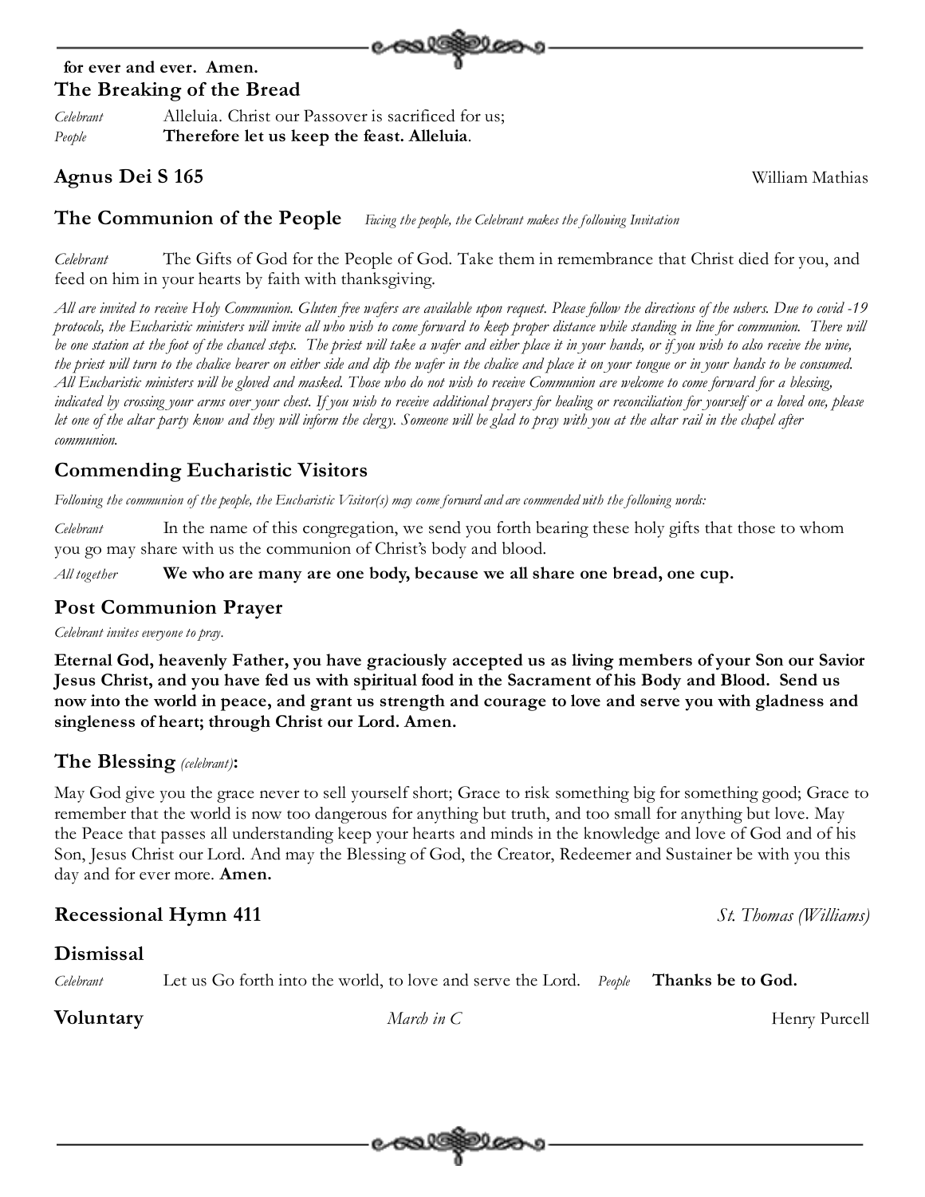**for ever and ever. Amen.**

## The Breaking of the Bread

*Celebrant* Alleluia. Christ our Passover is sacrificed for us;
*People* **Therefore let us keep the feast. Alleluia**.

## Agnus Dei S 165

William Mathias

## The Communion of the People

*Facing the people, the Celebrant makes the following Invitation*

*Celebrant* The Gifts of God for the People of God. Take them in remembrance that Christ died for you, and feed on him in your hearts by faith with thanksgiving.

*All are invited to receive Holy Communion. Gluten free wafers are available upon request. Please follow the directions of the ushers. Due to covid -19 protocols, the Eucharistic ministers will invite all who wish to come forward to keep proper distance while standing in line for communion. There will be one station at the foot of the chancel steps. The priest will take a wafer and either place it in your hands, or if you wish to also receive the wine, the priest will turn to the chalice bearer on either side and dip the wafer in the chalice and place it on your tongue or in your hands to be consumed. All Eucharistic ministers will be gloved and masked. Those who do not wish to receive Communion are welcome to come forward for a blessing, indicated by crossing your arms over your chest. If you wish to receive additional prayers for healing or reconciliation for yourself or a loved one, please let one of the altar party know and they will inform the clergy. Someone will be glad to pray with you at the altar rail in the chapel after communion.*

## Commending Eucharistic Visitors

*Following the communion of the people, the Eucharistic Visitor(s) may come forward and are commended with the following words:*

*Celebrant* In the name of this congregation, we send you forth bearing these holy gifts that those to whom you go may share with us the communion of Christ's body and blood.

*All together* **We who are many are one body, because we all share one bread, one cup.**

## Post Communion Prayer

*Celebrant invites everyone to pray.*

**Eternal God, heavenly Father, you have graciously accepted us as living members of your Son our Savior Jesus Christ, and you have fed us with spiritual food in the Sacrament of his Body and Blood. Send us now into the world in peace, and grant us strength and courage to love and serve you with gladness and singleness of heart; through Christ our Lord. Amen.**

## The Blessing *(celebrant)*:

May God give you the grace never to sell yourself short; Grace to risk something big for something good; Grace to remember that the world is now too dangerous for anything but truth, and too small for anything but love. May the Peace that passes all understanding keep your hearts and minds in the knowledge and love of God and of his Son, Jesus Christ our Lord. And may the Blessing of God, the Creator, Redeemer and Sustainer be with you this day and for ever more. **Amen.**

## Recessional Hymn 411

*St. Thomas (Williams)*

## Dismissal

*Celebrant* Let us Go forth into the world, to love and serve the Lord. *People* **Thanks be to God.**

## Voluntary

*March in C* Henry Purcell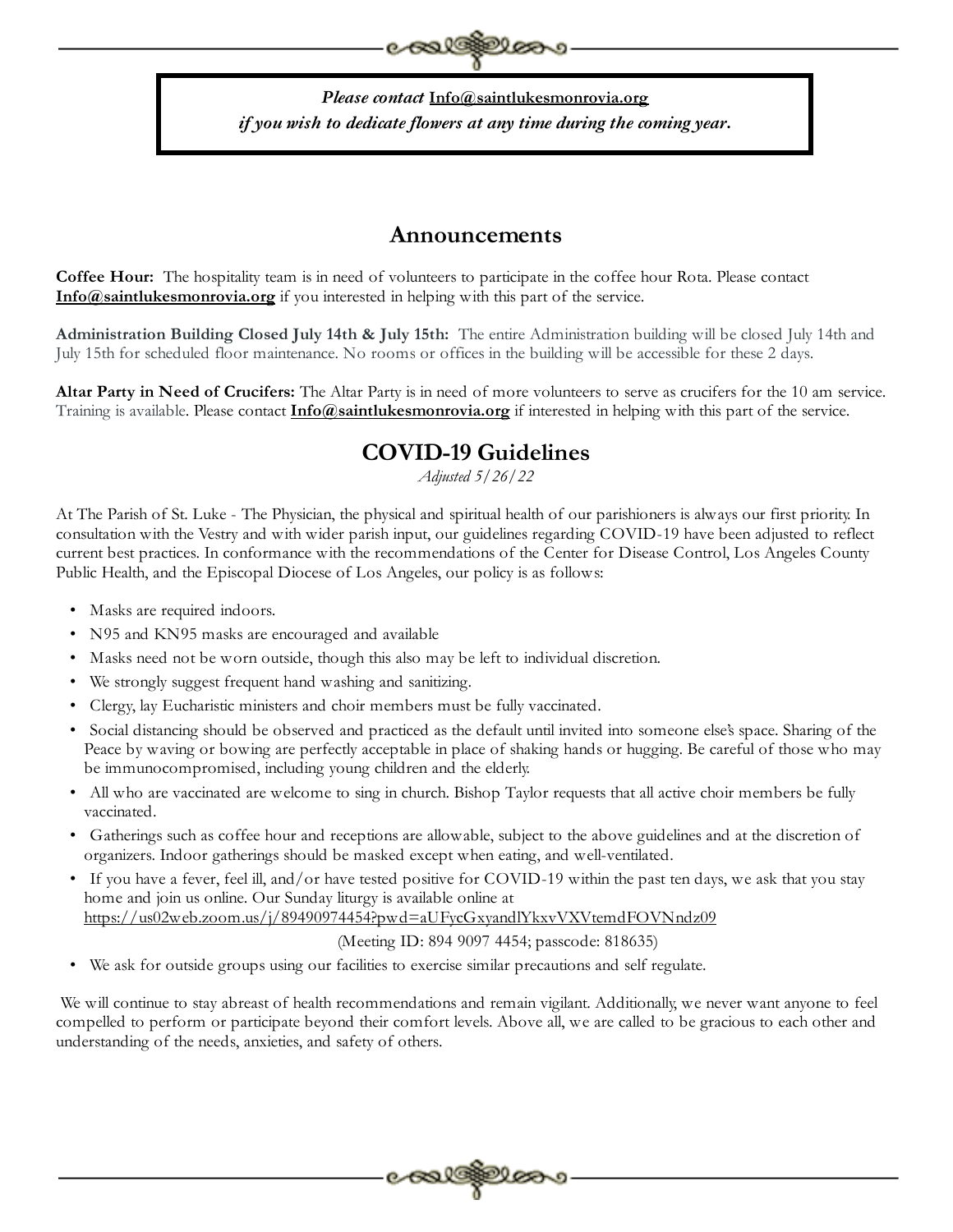***Please contact* <u>Info@saintlukesmonrovia.org</u>**
***if you wish to dedicate flowers at any time during the coming year.***

## Announcements

**Coffee Hour:** The hospitality team is in need of volunteers to participate in the coffee hour Rota. Please contact **<u>Info@saintlukesmonrovia.org</u>** if you interested in helping with this part of the service.

**Administration Building Closed July 14th & July 15th:** The entire Administration building will be closed July 14th and July 15th for scheduled floor maintenance. No rooms or offices in the building will be accessible for these 2 days.

**Altar Party in Need of Crucifers:** The Altar Party is in need of more volunteers to serve as crucifers for the 10 am service. Training is available. Please contact **<u>Info@saintlukesmonrovia.org</u>** if interested in helping with this part of the service.

## COVID-19 Guidelines

*Adjusted 5/26/22*

At The Parish of St. Luke - The Physician, the physical and spiritual health of our parishioners is always our first priority. In consultation with the Vestry and with wider parish input, our guidelines regarding COVID-19 have been adjusted to reflect current best practices. In conformance with the recommendations of the Center for Disease Control, Los Angeles County Public Health, and the Episcopal Diocese of Los Angeles, our policy is as follows:

- Masks are required indoors.
- N95 and KN95 masks are encouraged and available
- Masks need not be worn outside, though this also may be left to individual discretion.
- We strongly suggest frequent hand washing and sanitizing.
- Clergy, lay Eucharistic ministers and choir members must be fully vaccinated.
- Social distancing should be observed and practiced as the default until invited into someone else's space. Sharing of the Peace by waving or bowing are perfectly acceptable in place of shaking hands or hugging. Be careful of those who may be immunocompromised, including young children and the elderly.
- All who are vaccinated are welcome to sing in church. Bishop Taylor requests that all active choir members be fully vaccinated.
- Gatherings such as coffee hour and receptions are allowable, subject to the above guidelines and at the discretion of organizers. Indoor gatherings should be masked except when eating, and well-ventilated.
- If you have a fever, feel ill, and/or have tested positive for COVID-19 within the past ten days, we ask that you stay home and join us online. Our Sunday liturgy is available online at <u>https://us02web.zoom.us/j/89490974454?pwd=aUFycGxyandlYkxvVXVtemdFOVNndz09</u>
  (Meeting ID: 894 9097 4454; passcode: 818635)
- We ask for outside groups using our facilities to exercise similar precautions and self regulate.

We will continue to stay abreast of health recommendations and remain vigilant. Additionally, we never want anyone to feel compelled to perform or participate beyond their comfort levels. Above all, we are called to be gracious to each other and understanding of the needs, anxieties, and safety of others.